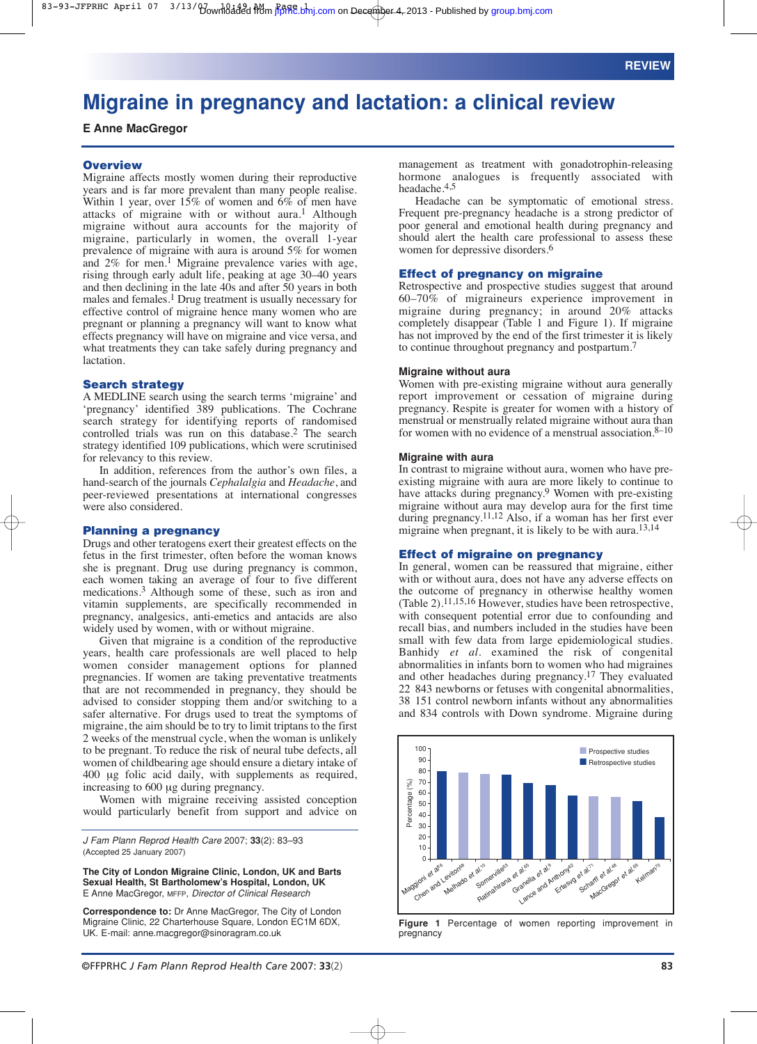REVIEW

# Migraine in pregnancy and lactation: a clinical review

**E Anne MacGregor**

## Overview

Migraine affects mostly women during their reproductive years and is far more prevalent than many people realise. Within 1 year, over 15% of women and 6% of men have attacks of migraine with or without aura.[1] Although migraine without aura accounts for the majority of migraine, particularly in women, the overall 1-year prevalence of migraine with aura is around 5% for women and 2% for men.[1] Migraine prevalence varies with age, rising through early adult life, peaking at age 30–40 years and then declining in the late 40s and after 50 years in both males and females.[1] Drug treatment is usually necessary for effective control of migraine hence many women who are pregnant or planning a pregnancy will want to know what effects pregnancy will have on migraine and vice versa, and what treatments they can take safely during pregnancy and lactation.

## Search strategy

A MEDLINE search using the search terms 'migraine' and 'pregnancy' identified 389 publications. The Cochrane search strategy for identifying reports of randomised controlled trials was run on this database.[2] The search strategy identified 109 publications, which were scrutinised for relevancy to this review.

In addition, references from the author's own files, a hand-search of the journals *Cephalalgia* and *Headache*, and peer-reviewed presentations at international congresses were also considered.

## Planning a pregnancy

Drugs and other teratogens exert their greatest effects on the fetus in the first trimester, often before the woman knows she is pregnant. Drug use during pregnancy is common, each women taking an average of four to five different medications.[3] Although some of these, such as iron and vitamin supplements, are specifically recommended in pregnancy, analgesics, anti-emetics and antacids are also widely used by women, with or without migraine.

Given that migraine is a condition of the reproductive years, health care professionals are well placed to help women consider management options for planned pregnancies. If women are taking preventative treatments that are not recommended in pregnancy, they should be advised to consider stopping them and/or switching to a safer alternative. For drugs used to treat the symptoms of migraine, the aim should be to try to limit triptans to the first 2 weeks of the menstrual cycle, when the woman is unlikely to be pregnant. To reduce the risk of neural tube defects, all women of childbearing age should ensure a dietary intake of 400 µg folic acid daily, with supplements as required, increasing to 600 µg during pregnancy.

Women with migraine receiving assisted conception would particularly benefit from support and advice on management as treatment with gonadotrophin-releasing hormone analogues is frequently associated with headache.[4,5]

Headache can be symptomatic of emotional stress. Frequent pre-pregnancy headache is a strong predictor of poor general and emotional health during pregnancy and should alert the health care professional to assess these women for depressive disorders.[6]

*J Fam Plann Reprod Health Care* 2007; **33**(2): 83–93
(Accepted 25 January 2007)

**The City of London Migraine Clinic, London, UK and Barts Sexual Health, St Bartholomew's Hospital, London, UK**
E Anne MacGregor, MFFP, *Director of Clinical Research*

**Correspondence to:** Dr Anne MacGregor, The City of London Migraine Clinic, 22 Charterhouse Square, London EC1M 6DX, UK. E-mail: anne.macgregor@sinoragram.co.uk

## Effect of pregnancy on migraine

Retrospective and prospective studies suggest that around 60–70% of migraineurs experience improvement in migraine during pregnancy; in around 20% attacks completely disappear (Table 1 and Figure 1). If migraine has not improved by the end of the first trimester it is likely to continue throughout pregnancy and postpartum.[7]

### Migraine without aura

Women with pre-existing migraine without aura generally report improvement or cessation of migraine during pregnancy. Respite is greater for women with a history of menstrual or menstrually related migraine without aura than for women with no evidence of a menstrual association.[8–10]

### Migraine with aura

In contrast to migraine without aura, women who have pre-existing migraine with aura are more likely to continue to have attacks during pregnancy.[9] Women with pre-existing migraine without aura may develop aura for the first time during pregnancy.[11,12] Also, if a woman has her first ever migraine when pregnant, it is likely to be with aura.[13,14]

## Effect of migraine on pregnancy

In general, women can be reassured that migraine, either with or without aura, does not have any adverse effects on the outcome of pregnancy in otherwise healthy women (Table 2).[11,15,16] However, studies have been retrospective, with consequent potential error due to confounding and recall bias, and numbers included in the studies have been small with few data from large epidemiological studies. Banhidy *et al.* examined the risk of congenital abnormalities in infants born to women who had migraines and other headaches during pregnancy.[17] They evaluated 22 843 newborns or fetuses with congenital abnormalities, 38 151 control newborn infants without any abnormalities and 834 controls with Down syndrome. Migraine during

**Figure 1** Percentage of women reporting improvement in pregnancy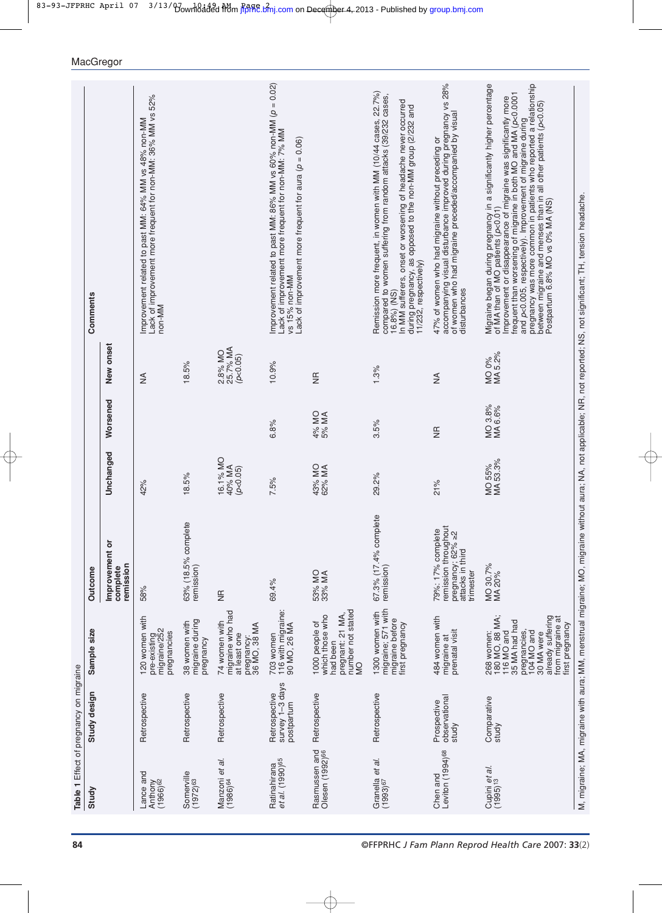**Table 1** Effect of pregnancy on migraine

| Study | Study design | Sample size | Outcome: Improvement or complete remission | Outcome: Unchanged | Outcome: Worsened | Outcome: New onset | Comments |
|---|---|---|---|---|---|---|---|
| Lance and Anthony (1966)[62] | Retrospective | 120 women with pre-existing migraine/252 pregnancies | 58% | 42% | | NA | Improvement related to past MM: 64% MM vs 48% non-MM<br>Lack of improvement more frequent for non-MM: 36% MM vs 52% non-MM |
| Somerville (1972)[63] | Retrospective | 38 women with migraine during pregnancy | 63% (18.5% complete remission) | 18.5% | | 18.5% | |
| Manzoni et al. (1986)[64] | Retrospective | 74 women with migraine who had at least one pregnancy; 36 MO, 38 MA | NR | 16.1% MO<br>40% MA<br>($p$<0.05) | | 2.8% MO<br>25.7% MA<br>($p$<0.05) | |
| Ratinahirana et al. (1990)[65] | Retrospective survey 1–3 days postpartum | 703 women<br>116 with migraine: 90 MO, 26 MA | 69.4% | 7.5% | 6.8% | 10.9% | Improvement related to past MM: 86% MM vs 60% non-MM ($p$ = 0.02)<br>Lack of improvement more frequent for non-MM: 7% MM vs 15% non-MM<br>Lack of improvement more frequent for aura ($p$ = 0.06) |
| Rasmussen and Olesen (1992)[66] | Retrospective | 1000 people of which those who had been pregnant: 21 MA, number not stated MO | 53% MO<br>33% MA | 43% MO<br>62% MA | 4% MO<br>5% MA | NR | |
| Granella et al. (1993)[67] | Retrospective | 1300 women with migraine; 571 with migraine before first pregnancy | 67.3% (17.4% complete remission) | 29.2% | 3.5% | 1.3% | Remission more frequent, in women with MM (10/44 cases, 22.7%) compared to women suffering from random attacks (39/232 cases, 16.8%) (NS)<br>In MM sufferers, onset or worsening of headache never occurred during pregnancy, as opposed to the non-MM group (2/232 and 11/232, respectively) |
| Chen and Leviton (1994)[68] | Prospective observational study | 484 women with migraine at prenatal visit | 79%: 17% complete remission throughout pregnancy; 62% ≥2 attacks in third trimester | 21% | NR | NA | 47% of women who had migraine without preceding or accompanying visual disturbance improved during pregnancy vs 28% of women who had migraine preceded/accompanied by visual disturbances |
| Cupini et al. (1995)[13] | Comparative study | 268 women: 180 MO, 88 MA; 116 MO and 35 MA had had pregnancies, 104 MO and 30 MA were already suffering from migraine at first pregnancy | MO 30.7%<br>MA 20% | MO 55%<br>MA 53.3% | MO 3.8%<br>MA 6.6% | MO 0%<br>MA 5.2% | Migraine began during pregnancy in a significantly higher percentage of MA than of MO patients ($p$<0.01)<br>Improvement or disappearance of migraine was significantly more frequent than worsening of migraine in both MO and MA ($p$<0.0001 and $p$<0.005, respectively). Improvement of migraine during pregnancy was more common in patients who reported a relationship between migraine and menses than in all other patients ($p$<0.05)<br>Postpartum 6.8% MO vs 0% MA (NS) |

M, migraine; MA, migraine with aura; MM, menstrual migraine; MO, migraine without aura; NA, not applicable; NR, not reported; NS, not significant; TH, tension headache.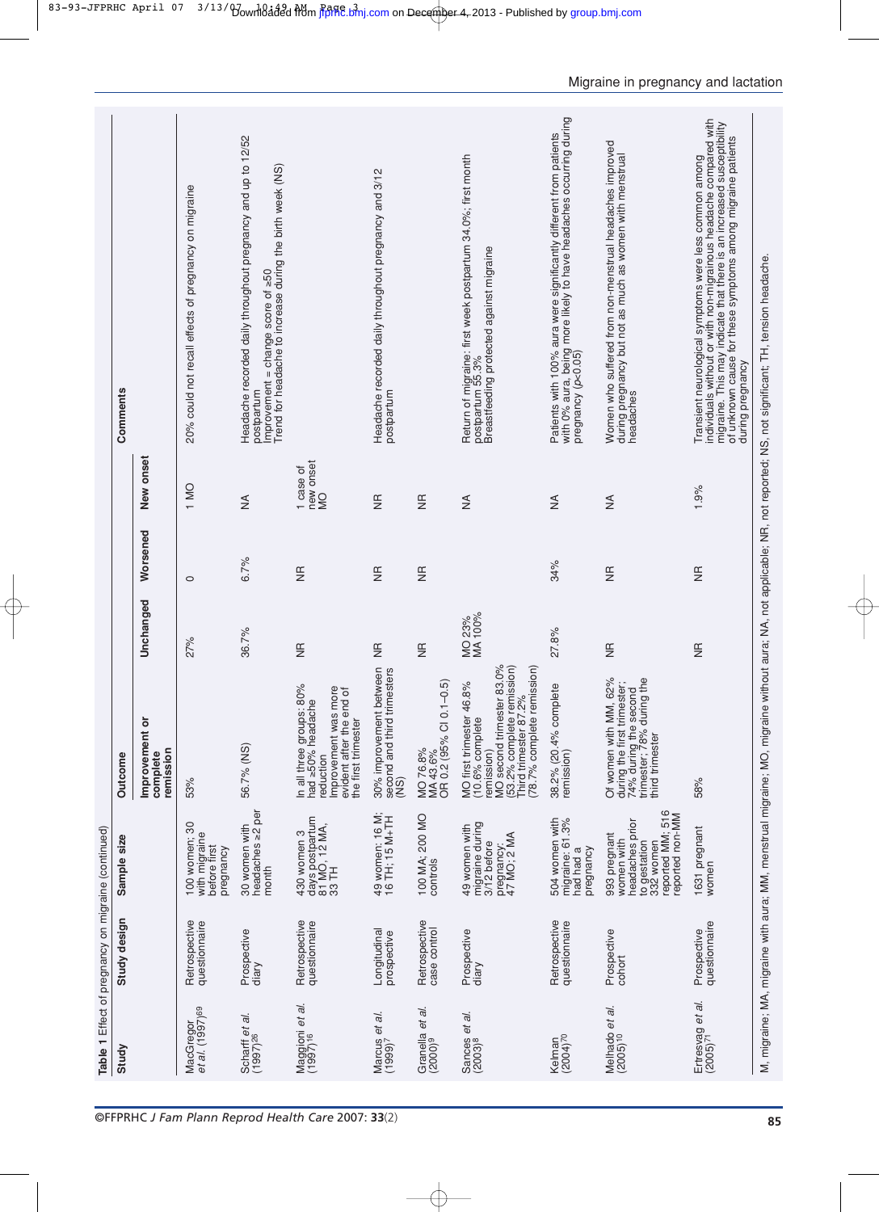**Table 1** Effect of pregnancy on migraine (continued)

| Study | Study design | Sample size | Outcome | | | | Comments |
|---|---|---|---|---|---|---|---|
| | | | Improvement or complete remission | Unchanged | Worsened | New onset | |
| MacGregor *et al.* (1997)[69] | Retrospective questionnaire | 100 women; 30 with migraine before first pregnancy | 53% | 27% | 0 | 1 MO | 20% could not recall effects of pregnancy on migraine |
| Scharff *et al.* (1997)[26] | Prospective diary | 30 women with headaches ≥2 per month | 56.7% (NS) | 36.7% | 6.7% | NA | Headache recorded daily throughout pregnancy and up to 12/52 postpartum<br>Improvement = change score of ≥50<br>Trend for headache to increase during the birth week (NS) |
| Maggioni *et al.* (1997)[16] | Retrospective questionnaire | 430 women 3 days postpartum 81 MO, 12 MA, 33 TH | In all three groups: 80% had ≥50% headache reduction<br>Improvement was more evident after the end of the first trimester | NR | NR | 1 case of new onset MO | |
| Marcus *et al.* (1999)[7] | Longitudinal prospective | 49 women: 16 M; 16 TH; 15 M+TH | 30% improvement between second and third trimesters (NS) | NR | NR | NR | Headache recorded daily throughout pregnancy and 3/12 postpartum |
| Granella *et al.* (2000)[9] | Retrospective case control | 100 MA; 200 MO controls | MO 76.8%<br>MA 43.6%<br>OR 0.2 (95% CI 0.1–0.5) | NR | NR | NR | |
| Sances *et al.* (2003)[8] | Prospective diary | 49 women with migraine during 3/12 before pregnancy; 47 MO; 2 MA | MO first trimester 46.8% (10.6% complete remission)<br>MO second trimester 83.0% (53.2% complete remission)<br>Third trimester 87.2% (78.7% complete remission) | MO 23%<br>MA 100% | | NA | Return of migraine: first week postpartum 34.0%; first month postpartum 55.3%<br>Breastfeeding protected against migraine |
| Kelman (2004)[70] | Retrospective questionnaire | 504 women with migraine: 61.3% had had a pregnancy | 38.2% (20.4% complete remission) | 27.8% | 34% | NA | Patients with 100% aura were significantly different from patients with 0% aura, being more likely to have headaches occurring during pregnancy (*p*<0.05) |
| Melhado *et al.* (2005)[10] | Prospective cohort | 993 pregnant women with headaches prior to gestation 332 women reported MM; 516 reported non-MM | Of women with MM, 62% during the first trimester; 74% during the second trimester; 78% during the third trimester | NR | NR | NA | Women who suffered from non-menstrual headaches improved during pregnancy but not as much as women with menstrual headaches |
| Ertresvag *et al.* (2005)[71] | Prospective questionnaire | 1631 pregnant women | 58% | NR | NR | 1.9% | Transient neurological symptoms were less common among individuals without or with non-migrainous headache compared with migraine. This may indicate that there is an increased susceptibility of unknown cause for these symptoms among migraine patients during pregnancy |

M, migraine; MA, migraine with aura; MM, menstrual migraine; MO, migraine without aura; NA, not applicable; NR, not reported; NS, not significant; TH, tension headache.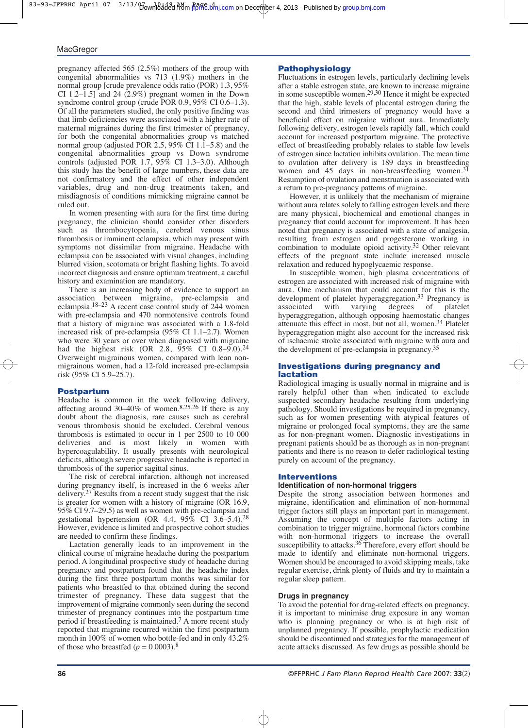pregnancy affected 565 (2.5%) mothers of the group with congenital abnormalities vs 713 (1.9%) mothers in the normal group [crude prevalence odds ratio (POR) 1.3, 95% CI 1.2–1.5] and 24 (2.9%) pregnant women in the Down syndrome control group (crude POR 0.9, 95% CI 0.6–1.3). Of all the parameters studied, the only positive finding was that limb deficiencies were associated with a higher rate of maternal migraines during the first trimester of pregnancy, for both the congenital abnormalities group vs matched normal group (adjusted POR 2.5, 95% CI 1.1–5.8) and the congenital abnormalities group vs Down syndrome controls (adjusted POR 1.7, 95% CI 1.3–3.0). Although this study has the benefit of large numbers, these data are not confirmatory and the effect of other independent variables, drug and non-drug treatments taken, and misdiagnosis of conditions mimicking migraine cannot be ruled out.

In women presenting with aura for the first time during pregnancy, the clinician should consider other disorders such as thrombocytopenia, cerebral venous sinus thrombosis or imminent eclampsia, which may present with symptoms not dissimilar from migraine. Headache with eclampsia can be associated with visual changes, including blurred vision, scotomata or bright flashing lights. To avoid incorrect diagnosis and ensure optimum treatment, a careful history and examination are mandatory.

There is an increasing body of evidence to support an association between migraine, pre-eclampsia and eclampsia.[18–23] A recent case control study of 244 women with pre-eclampsia and 470 normotensive controls found that a history of migraine was associated with a 1.8-fold increased risk of pre-eclampsia (95% CI 1.1–2.7). Women who were 30 years or over when diagnosed with migraine had the highest risk (OR 2.8, 95% CI 0.8–9.0).[24] Overweight migrainous women, compared with lean non-migrainous women, had a 12-fold increased pre-eclampsia risk (95% CI 5.9–25.7).

## Postpartum

Headache is common in the week following delivery, affecting around 30–40% of women.[8,25,26] If there is any doubt about the diagnosis, rare causes such as cerebral venous thrombosis should be excluded. Cerebral venous thrombosis is estimated to occur in 1 per 2500 to 10 000 deliveries and is most likely in women with hypercoagulability. It usually presents with neurological deficits, although severe progressive headache is reported in thrombosis of the superior sagittal sinus.

The risk of cerebral infarction, although not increased during pregnancy itself, is increased in the 6 weeks after delivery.[27] Results from a recent study suggest that the risk is greater for women with a history of migraine (OR 16.9, 95% CI 9.7–29.5) as well as women with pre-eclampsia and gestational hypertension (OR 4.4, 95% CI 3.6–5.4).[28] However, evidence is limited and prospective cohort studies are needed to confirm these findings.

Lactation generally leads to an improvement in the clinical course of migraine headache during the postpartum period. A longitudinal prospective study of headache during pregnancy and postpartum found that the headache index during the first three postpartum months was similar for patients who breastfed to that obtained during the second trimester of pregnancy. These data suggest that the improvement of migraine commonly seen during the second trimester of pregnancy continues into the postpartum time period if breastfeeding is maintained.[7] A more recent study reported that migraine recurred within the first postpartum month in 100% of women who bottle-fed and in only 43.2% of those who breastfed ($p = 0.0003$).[8]

## Pathophysiology

Fluctuations in estrogen levels, particularly declining levels after a stable estrogen state, are known to increase migraine in some susceptible women.[29,30] Hence it might be expected that the high, stable levels of placental estrogen during the second and third trimesters of pregnancy would have a beneficial effect on migraine without aura. Immediately following delivery, estrogen levels rapidly fall, which could account for increased postpartum migraine. The protective effect of breastfeeding probably relates to stable low levels of estrogen since lactation inhibits ovulation. The mean time to ovulation after delivery is 189 days in breastfeeding women and 45 days in non-breastfeeding women.[31] Resumption of ovulation and menstruation is associated with a return to pre-pregnancy patterns of migraine.

However, it is unlikely that the mechanism of migraine without aura relates solely to falling estrogen levels and there are many physical, biochemical and emotional changes in pregnancy that could account for improvement. It has been noted that pregnancy is associated with a state of analgesia, resulting from estrogen and progesterone working in combination to modulate opioid activity.[32] Other relevant effects of the pregnant state include increased muscle relaxation and reduced hypoglycaemic response.

In susceptible women, high plasma concentrations of estrogen are associated with increased risk of migraine with aura. One mechanism that could account for this is the development of platelet hyperaggregation.[33] Pregnancy is associated with varying degrees of platelet hyperaggregation, although opposing haemostatic changes attenuate this effect in most, but not all, women.[34] Platelet hyperaggregation might also account for the increased risk of ischaemic stroke associated with migraine with aura and the development of pre-eclampsia in pregnancy.[35]

## Investigations during pregnancy and lactation

Radiological imaging is usually normal in migraine and is rarely helpful other than when indicated to exclude suspected secondary headache resulting from underlying pathology. Should investigations be required in pregnancy, such as for women presenting with atypical features of migraine or prolonged focal symptoms, they are the same as for non-pregnant women. Diagnostic investigations in pregnant patients should be as thorough as in non-pregnant patients and there is no reason to defer radiological testing purely on account of the pregnancy.

## Interventions

### Identification of non-hormonal triggers

Despite the strong association between hormones and migraine, identification and elimination of non-hormonal trigger factors still plays an important part in management. Assuming the concept of multiple factors acting in combination to trigger migraine, hormonal factors combine with non-hormonal triggers to increase the overall susceptibility to attacks.[36] Therefore, every effort should be made to identify and eliminate non-hormonal triggers. Women should be encouraged to avoid skipping meals, take regular exercise, drink plenty of fluids and try to maintain a regular sleep pattern.

### Drugs in pregnancy

To avoid the potential for drug-related effects on pregnancy, it is important to minimise drug exposure in any woman who is planning pregnancy or who is at high risk of unplanned pregnancy. If possible, prophylactic medication should be discontinued and strategies for the management of acute attacks discussed. As few drugs as possible should be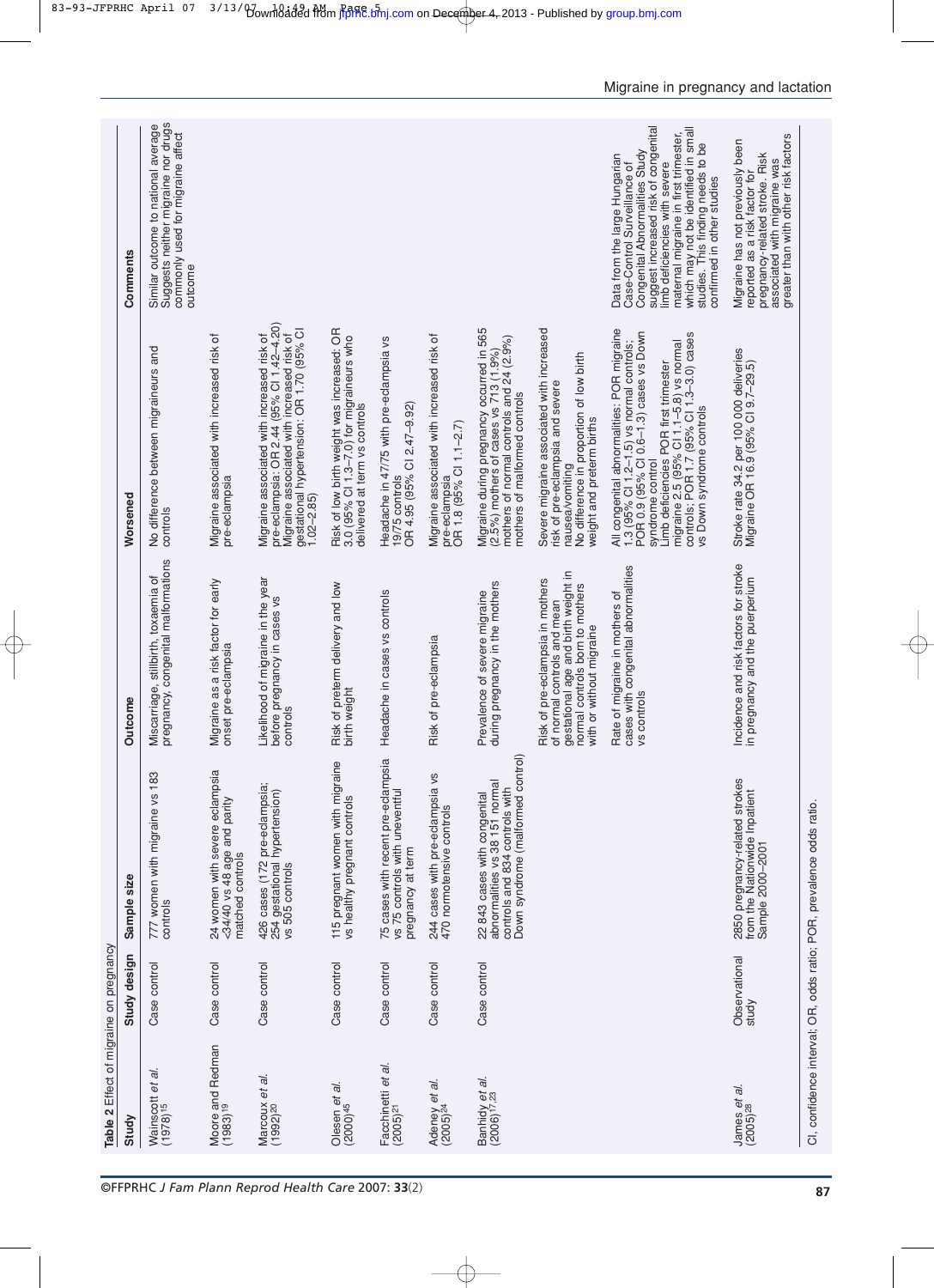**Table 2** Effect of migraine on pregnancy

| Study | Study design | Sample size | Outcome | Worsened | Comments |
|---|---|---|---|---|---|
| Wainscott *et al.* (1978)[15] | Case control | 777 women with migraine vs 183 controls | Miscarriage, stillbirth, toxaemia of pregnancy, congenital malformations | No difference between migraineurs and controls | Similar outcome to national average. Suggests neither migraine nor drugs commonly used for migraine affect outcome |
| Moore and Redman (1983)[19] | Case control | 24 women with severe eclampsia <34/40 vs 48 age and parity matched controls | Migraine as a risk factor for early onset pre-eclampsia | Migraine associated with increased risk of pre-eclampsia | |
| Marcoux *et al.* (1992)[20] | Case control | 426 cases (172 pre-eclampsia; 254 gestational hypertension) vs 505 controls | Likelihood of migraine in the year before pregnancy in cases vs controls | Migraine associated with increased risk of pre-eclampsia: OR 2.44 (95% CI 1.42–4.20) Migraine associated with increased risk of gestational hypertension: OR 1.70 (95% CI 1.02–2.85) | |
| Olesen *et al.* (2000)[45] | Case control | 115 pregnant women with migraine vs healthy pregnant controls | Risk of preterm delivery and low birth weight | Risk of low birth weight was increased: OR 3.0 (95% CI 1.3–7.0) for migraineurs who delivered at term vs controls | |
| Facchinetti *et al.* (2005)[21] | Case control | 75 cases with recent pre-eclampsia vs 75 controls with uneventful pregnancy at term | Headache in cases vs controls | Headache in 47/75 with pre-eclampsia vs 19/75 controls OR 4.95 (95% CI 2.47–9.92) | |
| Adeney *et al.* (2005)[24] | Case control | 244 cases with pre-eclampsia vs 470 normotensive controls | Risk of pre-eclampsia | Migraine associated with increased risk of pre-eclampsia OR 1.8 (95% CI 1.1–2.7) | |
| Banhidy *et al.* (2006)[17,23] | Case control | 22 843 cases with congenital abnormalities vs 38 151 normal controls and 834 controls with Down syndrome (malformed control) | Prevalence of severe migraine during pregnancy in the mothers | Migraine during pregnancy occurred in 565 (2.5%) mothers of cases vs 713 (1.9%) mothers of normal controls and 24 (2.9%) mothers of malformed controls | Data from the large Hungarian Case-Control Surveillance of Congenital Abnormalities Study suggest increased risk of congenital limb deficiencies with severe maternal migraine in first trimester, which may not be identified in small studies. This finding needs to be confirmed in other studies |
| | | | Risk of pre-eclampsia in mothers of normal controls and mean gestational age and birth weight in normal controls born to mothers with or without migraine | Severe migraine associated with increased risk of pre-eclampsia and severe nausea/vomiting No difference in proportion of low birth weight and preterm births | |
| | | | Rate of migraine in mothers of cases with congenital abnormalities vs controls | All congenital abnormalities: POR migraine 1.3 (95% CI 1.2–1.5) vs normal controls; POR 0.9 (95% CI 0.6–1.3) cases vs Down syndrome control Limb deficiencies POR first trimester migraine 2.5 (95% CI 1.1–5.8) vs normal controls; POR 1.7 (95% CI 1.3–3.0) cases vs Down syndrome controls | |
| James *et al.* (2005)[28] | Observational study | 2850 pregnancy-related strokes from the Nationwide Inpatient Sample 2000–2001 | Incidence and risk factors for stroke in pregnancy and the puerperium | Stroke rate 34.2 per 100 000 deliveries Migraine OR 16.9 (95% CI 9.7–29.5) | Migraine has not previously been reported as a risk factor for pregnancy-related stroke. Risk associated with migraine was greater than with other risk factors |

CI, confidence interval; OR, odds ratio; POR, prevalence odds ratio.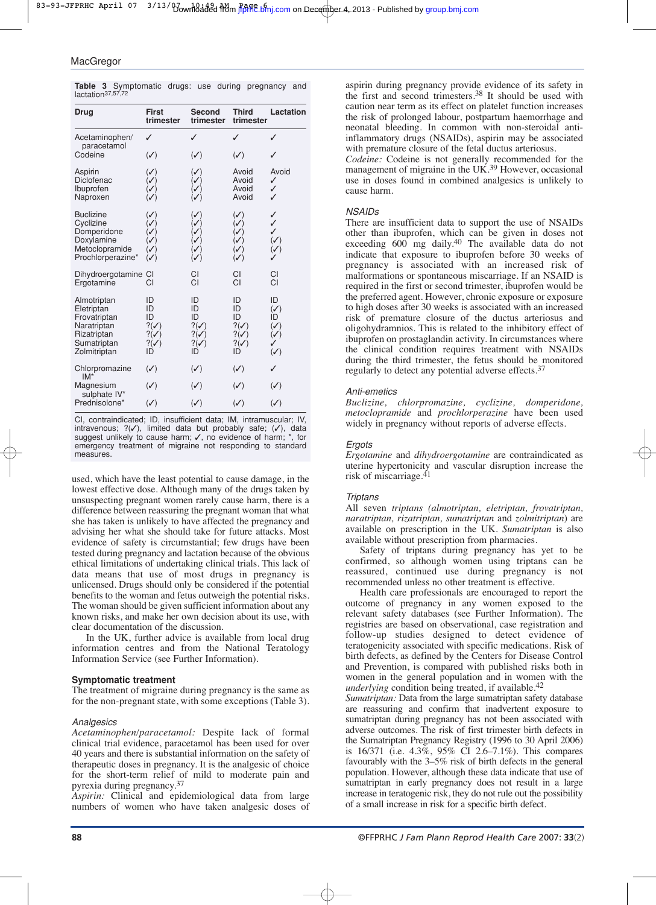**Table 3** Symptomatic drugs: use during pregnancy and lactation[37,57,72]

| Drug | First trimester | Second trimester | Third trimester | Lactation |
|---|---|---|---|---|
| Acetaminophen/paracetamol | ✓ | ✓ | ✓ | ✓ |
| Codeine | (✓) | (✓) | (✓) | ✓ |
| Aspirin | (✓) | (✓) | Avoid | Avoid |
| Diclofenac | (✓) | (✓) | Avoid | ✓ |
| Ibuprofen | (✓) | (✓) | Avoid | ✓ |
| Naproxen | (✓) | (✓) | Avoid | ✓ |
| Buclizine | (✓) | (✓) | (✓) | ✓ |
| Cyclizine | (✓) | (✓) | (✓) | ✓ |
| Domperidone | (✓) | (✓) | (✓) | ✓ |
| Doxylamine | (✓) | (✓) | (✓) | (✓) |
| Metoclopramide | (✓) | (✓) | (✓) | (✓) |
| Prochlorperazine* | (✓) | (✓) | (✓) | ✓ |
| Dihydroergotamine | CI | CI | CI | CI |
| Ergotamine | CI | CI | CI | CI |
| Almotriptan | ID | ID | ID | ID |
| Eletriptan | ID | ID | ID | (✓) |
| Frovatriptan | ID | ID | ID | ID |
| Naratriptan | ?(✓) | ?(✓) | ?(✓) | (✓) |
| Rizatriptan | ?(✓) | ?(✓) | ?(✓) | (✓) |
| Sumatriptan | ?(✓) | ?(✓) | ?(✓) | ✓ |
| Zolmitriptan | ID | ID | ID | (✓) |
| Chlorpromazine IM* | (✓) | (✓) | (✓) | ✓ |
| Magnesium sulphate IV* | (✓) | (✓) | (✓) | (✓) |
| Prednisolone* | (✓) | (✓) | (✓) | (✓) |

CI, contraindicated; ID, insufficient data; IM, intramuscular; IV, intravenous; ?(✓), limited data but probably safe; (✓), data suggest unlikely to cause harm; ✓, no evidence of harm; *, for emergency treatment of migraine not responding to standard measures.

used, which have the least potential to cause damage, in the lowest effective dose. Although many of the drugs taken by unsuspecting pregnant women rarely cause harm, there is a difference between reassuring the pregnant woman that what she has taken is unlikely to have affected the pregnancy and advising her what she should take for future attacks. Most evidence of safety is circumstantial; few drugs have been tested during pregnancy and lactation because of the obvious ethical limitations of undertaking clinical trials. This lack of data means that use of most drugs in pregnancy is unlicensed. Drugs should only be considered if the potential benefits to the woman and fetus outweigh the potential risks. The woman should be given sufficient information about any known risks, and make her own decision about its use, with clear documentation of the discussion.

In the UK, further advice is available from local drug information centres and from the National Teratology Information Service (see Further Information).

## Symptomatic treatment

The treatment of migraine during pregnancy is the same as for the non-pregnant state, with some exceptions (Table 3).

### Analgesics

*Acetaminophen/paracetamol:* Despite lack of formal clinical trial evidence, paracetamol has been used for over 40 years and there is substantial information on the safety of therapeutic doses in pregnancy. It is the analgesic of choice for the short-term relief of mild to moderate pain and pyrexia during pregnancy.[37]

*Aspirin:* Clinical and epidemiological data from large numbers of women who have taken analgesic doses of aspirin during pregnancy provide evidence of its safety in the first and second trimesters.[38] It should be used with caution near term as its effect on platelet function increases the risk of prolonged labour, postpartum haemorrhage and neonatal bleeding. In common with non-steroidal anti-inflammatory drugs (NSAIDs), aspirin may be associated with premature closure of the fetal ductus arteriosus.

*Codeine:* Codeine is not generally recommended for the management of migraine in the UK.[39] However, occasional use in doses found in combined analgesics is unlikely to cause harm.

### NSAIDs

There are insufficient data to support the use of NSAIDs other than ibuprofen, which can be given in doses not exceeding 600 mg daily.[40] The available data do not indicate that exposure to ibuprofen before 30 weeks of pregnancy is associated with an increased risk of malformations or spontaneous miscarriage. If an NSAID is required in the first or second trimester, ibuprofen would be the preferred agent. However, chronic exposure or exposure to high doses after 30 weeks is associated with an increased risk of premature closure of the ductus arteriosus and oligohydramnios. This is related to the inhibitory effect of ibuprofen on prostaglandin activity. In circumstances when the clinical condition requires treatment with NSAIDs during the third trimester, the fetus should be monitored regularly to detect any potential adverse effects.[37]

### Anti-emetics

*Buclizine, chlorpromazine, cyclizine, domperidone, metoclopramide* and *prochlorperazine* have been used widely in pregnancy without reports of adverse effects.

### Ergots

*Ergotamine* and *dihydroergotamine* are contraindicated as uterine hypertonicity and vascular disruption increase the risk of miscarriage.[41]

### Triptans

All seven *triptans (almotriptan, eletriptan, frovatriptan, naratriptan, rizatriptan, sumatriptan* and *zolmitriptan)* are available on prescription in the UK. *Sumatriptan* is also available without prescription from pharmacies.

Safety of triptans during pregnancy has yet to be confirmed, so although women using triptans can be reassured, continued use during pregnancy is not recommended unless no other treatment is effective.

Health care professionals are encouraged to report the outcome of pregnancy in any women exposed to the relevant safety databases (see Further Information). The registries are based on observational, case registration and follow-up studies designed to detect evidence of teratogenicity associated with specific medications. Risk of birth defects, as defined by the Centers for Disease Control and Prevention, is compared with published risks both in women in the general population and in women with the *underlying* condition being treated, if available.[42]

*Sumatriptan:* Data from the large sumatriptan safety database are reassuring and confirm that inadvertent exposure to sumatriptan during pregnancy has not been associated with adverse outcomes. The risk of first trimester birth defects in the Sumatriptan Pregnancy Registry (1996 to 30 April 2006) is 16/371 (i.e. 4.3%, 95% CI 2.6–7.1%). This compares favourably with the 3–5% risk of birth defects in the general population. However, although these data indicate that use of sumatriptan in early pregnancy does not result in a large increase in teratogenic risk, they do not rule out the possibility of a small increase in risk for a specific birth defect.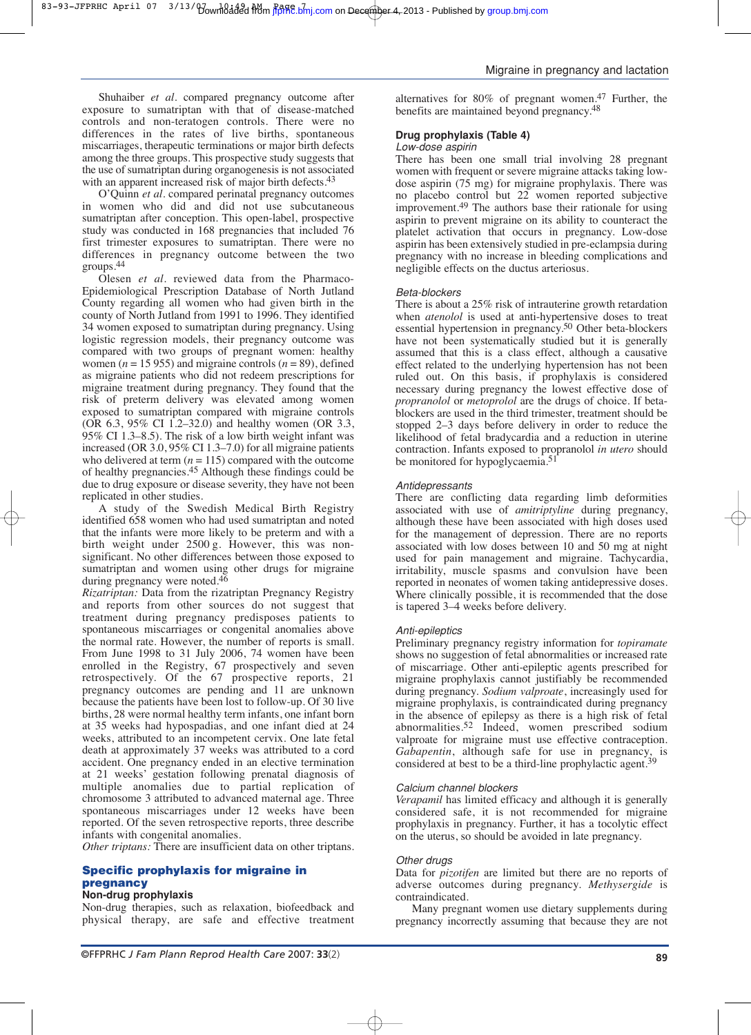Shuhaiber *et al.* compared pregnancy outcome after exposure to sumatriptan with that of disease-matched controls and non-teratogen controls. There were no differences in the rates of live births, spontaneous miscarriages, therapeutic terminations or major birth defects among the three groups. This prospective study suggests that the use of sumatriptan during organogenesis is not associated with an apparent increased risk of major birth defects.[43]

O'Quinn *et al.* compared perinatal pregnancy outcomes in women who did and did not use subcutaneous sumatriptan after conception. This open-label, prospective study was conducted in 168 pregnancies that included 76 first trimester exposures to sumatriptan. There were no differences in pregnancy outcome between the two groups.[44]

Olesen *et al.* reviewed data from the Pharmaco-Epidemiological Prescription Database of North Jutland County regarding all women who had given birth in the county of North Jutland from 1991 to 1996. They identified 34 women exposed to sumatriptan during pregnancy. Using logistic regression models, their pregnancy outcome was compared with two groups of pregnant women: healthy women ($n = 15\,955$) and migraine controls ($n = 89$), defined as migraine patients who did not redeem prescriptions for migraine treatment during pregnancy. They found that the risk of preterm delivery was elevated among women exposed to sumatriptan compared with migraine controls (OR 6.3, 95% CI 1.2–32.0) and healthy women (OR 3.3, 95% CI 1.3–8.5). The risk of a low birth weight infant was increased (OR 3.0, 95% CI 1.3–7.0) for all migraine patients who delivered at term ($n = 115$) compared with the outcome of healthy pregnancies.[45] Although these findings could be due to drug exposure or disease severity, they have not been replicated in other studies.

A study of the Swedish Medical Birth Registry identified 658 women who had used sumatriptan and noted that the infants were more likely to be preterm and with a birth weight under 2500 g. However, this was non-significant. No other differences between those exposed to sumatriptan and women using other drugs for migraine during pregnancy were noted.[46]

*Rizatriptan:* Data from the rizatriptan Pregnancy Registry and reports from other sources do not suggest that treatment during pregnancy predisposes patients to spontaneous miscarriages or congenital anomalies above the normal rate. However, the number of reports is small. From June 1998 to 31 July 2006, 74 women have been enrolled in the Registry, 67 prospectively and seven retrospectively. Of the 67 prospective reports, 21 pregnancy outcomes are pending and 11 are unknown because the patients have been lost to follow-up. Of 30 live births, 28 were normal healthy term infants, one infant born at 35 weeks had hypospadias, and one infant died at 24 weeks, attributed to an incompetent cervix. One late fetal death at approximately 37 weeks was attributed to a cord accident. One pregnancy ended in an elective termination at 21 weeks' gestation following prenatal diagnosis of multiple anomalies due to partial replication of chromosome 3 attributed to advanced maternal age. Three spontaneous miscarriages under 12 weeks have been reported. Of the seven retrospective reports, three describe infants with congenital anomalies.

*Other triptans:* There are insufficient data on other triptans.

## Specific prophylaxis for migraine in pregnancy

### Non-drug prophylaxis

Non-drug therapies, such as relaxation, biofeedback and physical therapy, are safe and effective treatment alternatives for 80% of pregnant women.[47] Further, the benefits are maintained beyond pregnancy.[48]

### Drug prophylaxis (Table 4)

#### *Low-dose aspirin*

There has been one small trial involving 28 pregnant women with frequent or severe migraine attacks taking low-dose aspirin (75 mg) for migraine prophylaxis. There was no placebo control but 22 women reported subjective improvement.[49] The authors base their rationale for using aspirin to prevent migraine on its ability to counteract the platelet activation that occurs in pregnancy. Low-dose aspirin has been extensively studied in pre-eclampsia during pregnancy with no increase in bleeding complications and negligible effects on the ductus arteriosus.

#### *Beta-blockers*

There is about a 25% risk of intrauterine growth retardation when *atenolol* is used at anti-hypertensive doses to treat essential hypertension in pregnancy.[50] Other beta-blockers have not been systematically studied but it is generally assumed that this is a class effect, although a causative effect related to the underlying hypertension has not been ruled out. On this basis, if prophylaxis is considered necessary during pregnancy the lowest effective dose of *propranolol* or *metoprolol* are the drugs of choice. If beta-blockers are used in the third trimester, treatment should be stopped 2–3 days before delivery in order to reduce the likelihood of fetal bradycardia and a reduction in uterine contraction. Infants exposed to propranolol *in utero* should be monitored for hypoglycaemia.[51]

#### *Antidepressants*

There are conflicting data regarding limb deformities associated with use of *amitriptyline* during pregnancy, although these have been associated with high doses used for the management of depression. There are no reports associated with low doses between 10 and 50 mg at night used for pain management and migraine. Tachycardia, irritability, muscle spasms and convulsion have been reported in neonates of women taking antidepressive doses. Where clinically possible, it is recommended that the dose is tapered 3–4 weeks before delivery.

#### *Anti-epileptics*

Preliminary pregnancy registry information for *topiramate* shows no suggestion of fetal abnormalities or increased rate of miscarriage. Other anti-epileptic agents prescribed for migraine prophylaxis cannot justifiably be recommended during pregnancy. *Sodium valproate*, increasingly used for migraine prophylaxis, is contraindicated during pregnancy in the absence of epilepsy as there is a high risk of fetal abnormalities.[52] Indeed, women prescribed sodium valproate for migraine must use effective contraception. *Gabapentin*, although safe for use in pregnancy, is considered at best to be a third-line prophylactic agent.[39]

#### *Calcium channel blockers*

*Verapamil* has limited efficacy and although it is generally considered safe, it is not recommended for migraine prophylaxis in pregnancy. Further, it has a tocolytic effect on the uterus, so should be avoided in late pregnancy.

#### *Other drugs*

Data for *pizotifen* are limited but there are no reports of adverse outcomes during pregnancy. *Methysergide* is contraindicated.

Many pregnant women use dietary supplements during pregnancy incorrectly assuming that because they are not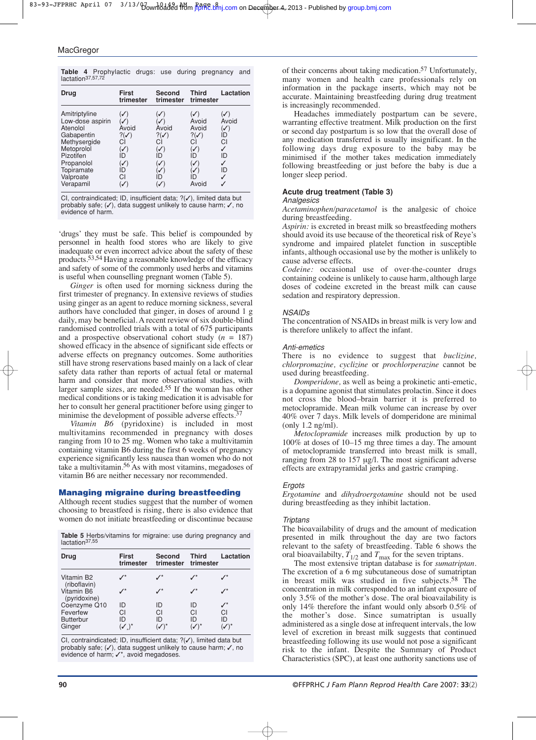**Table 4** Prophylactic drugs: use during pregnancy and lactation[37,57,72]

| Drug | First trimester | Second trimester | Third trimester | Lactation |
|---|---|---|---|---|
| Amitriptyline | (✓) | (✓) | (✓) | (✓) |
| Low-dose aspirin | (✓) | (✓) | Avoid | Avoid |
| Atenolol | Avoid | Avoid | Avoid | (✓) |
| Gabapentin | ?(✓) | ?(✓) | ?(✓) | ID |
| Methysergide | CI | CI | CI | CI |
| Metoprolol | (✓) | (✓) | (✓) | ✓ |
| Pizotifen | ID | ID | ID | ID |
| Propanolol | (✓) | (✓) | (✓) | ✓ |
| Topiramate | ID | (✓) | (✓) | ID |
| Valproate | CI | ID | ID | ✓ |
| Verapamil | (✓) | (✓) | Avoid | ✓ |

CI, contraindicated; ID, insufficient data; ?(✓), limited data but probably safe; (✓), data suggest unlikely to cause harm; ✓, no evidence of harm.

'drugs' they must be safe. This belief is compounded by personnel in health food stores who are likely to give inadequate or even incorrect advice about the safety of these products.[53,54] Having a reasonable knowledge of the efficacy and safety of some of the commonly used herbs and vitamins is useful when counselling pregnant women (Table 5).

*Ginger* is often used for morning sickness during the first trimester of pregnancy. In extensive reviews of studies using ginger as an agent to reduce morning sickness, several authors have concluded that ginger, in doses of around 1 g daily, may be beneficial. A recent review of six double-blind randomised controlled trials with a total of 675 participants and a prospective observational cohort study ($n$ = 187) showed efficacy in the absence of significant side effects or adverse effects on pregnancy outcomes. Some authorities still have strong reservations based mainly on a lack of clear safety data rather than reports of actual fetal or maternal harm and consider that more observational studies, with larger sample sizes, are needed.[55] If the woman has other medical conditions or is taking medication it is advisable for her to consult her general practitioner before using ginger to minimise the development of possible adverse effects.[37]

*Vitamin B6* (pyridoxine) is included in most multivitamins recommended in pregnancy with doses ranging from 10 to 25 mg. Women who take a multivitamin containing vitamin B6 during the first 6 weeks of pregnancy experience significantly less nausea than women who do not take a multivitamin.[56] As with most vitamins, megadoses of vitamin B6 are neither necessary nor recommended.

## Managing migraine during breastfeeding

Although recent studies suggest that the number of women choosing to breastfeed is rising, there is also evidence that women do not initiate breastfeeding or discontinue because of their concerns about taking medication.[57] Unfortunately, many women and health care professionals rely on information in the package inserts, which may not be accurate. Maintaining breastfeeding during drug treatment is increasingly recommended.

Headaches immediately postpartum can be severe, warranting effective treatment. Milk production on the first or second day postpartum is so low that the overall dose of any medication transferred is usually insignificant. In the following days drug exposure to the baby may be minimised if the mother takes medication immediately following breastfeeding or just before the baby is due a longer sleep period.

**Table 5** Herbs/vitamins for migraine: use during pregnancy and lactation[37,55]

| Drug | First trimester | Second trimester | Third trimester | Lactation |
|---|---|---|---|---|
| Vitamin B2 (riboflavin) | ✓* | ✓* | ✓* | ✓* |
| Vitamin B6 (pyridoxine) | ✓* | ✓* | ✓* | ✓* |
| Coenzyme Q10 | ID | ID | ID | ✓* |
| Feverfew | CI | CI | CI | CI |
| Butterbur | ID | ID | ID | ID |
| Ginger | (✓,)* | (✓)* | (✓)* | (✓)* |

CI, contraindicated; ID, insufficient data; ?(✓), limited data but probably safe; (✓), data suggest unlikely to cause harm; ✓, no evidence of harm; ✓*, avoid megadoses.

### Acute drug treatment (Table 3)

#### Analgesics

*Acetaminophen/paracetamol* is the analgesic of choice during breastfeeding.

*Aspirin:* is excreted in breast milk so breastfeeding mothers should avoid its use because of the theoretical risk of Reye's syndrome and impaired platelet function in susceptible infants, although occasional use by the mother is unlikely to cause adverse effects.

*Codeine:* occasional use of over-the-counter drugs containing codeine is unlikely to cause harm, although large doses of codeine excreted in the breast milk can cause sedation and respiratory depression.

#### NSAIDs

The concentration of NSAIDs in breast milk is very low and is therefore unlikely to affect the infant.

#### Anti-emetics

There is no evidence to suggest that *buclizine, chlorpromazine, cyclizine* or *prochlorperazine* cannot be used during breastfeeding.

*Domperidone,* as well as being a prokinetic anti-emetic, is a dopamine agonist that stimulates prolactin. Since it does not cross the blood–brain barrier it is preferred to metoclopramide. Mean milk volume can increase by over 40% over 7 days. Milk levels of domperidone are minimal (only 1.2 ng/ml).

*Metoclopramide* increases milk production by up to 100% at doses of 10–15 mg three times a day. The amount of metoclopramide transferred into breast milk is small, ranging from 28 to 157 μg/l. The most significant adverse effects are extrapyramidal jerks and gastric cramping.

#### Ergots

*Ergotamine* and *dihydroergotamine* should not be used during breastfeeding as they inhibit lactation.

#### Triptans

The bioavailability of drugs and the amount of medication presented in milk throughout the day are two factors relevant to the safety of breastfeeding. Table 6 shows the oral bioavailabilty, $T_{1/2}$ and $T_{max}$ for the seven triptans.

The most extensive triptan database is for *sumatriptan*. The excretion of a 6 mg subcutaneous dose of sumatriptan in breast milk was studied in five subjects.[58] The concentration in milk corresponded to an infant exposure of only 3.5% of the mother's dose. The oral bioavailability is only 14% therefore the infant would only absorb 0.5% of the mother's dose. Since sumatriptan is usually administered as a single dose at infrequent intervals, the low level of excretion in breast milk suggests that continued breastfeeding following its use would not pose a significant risk to the infant. Despite the Summary of Product Characteristics (SPC), at least one authority sanctions use of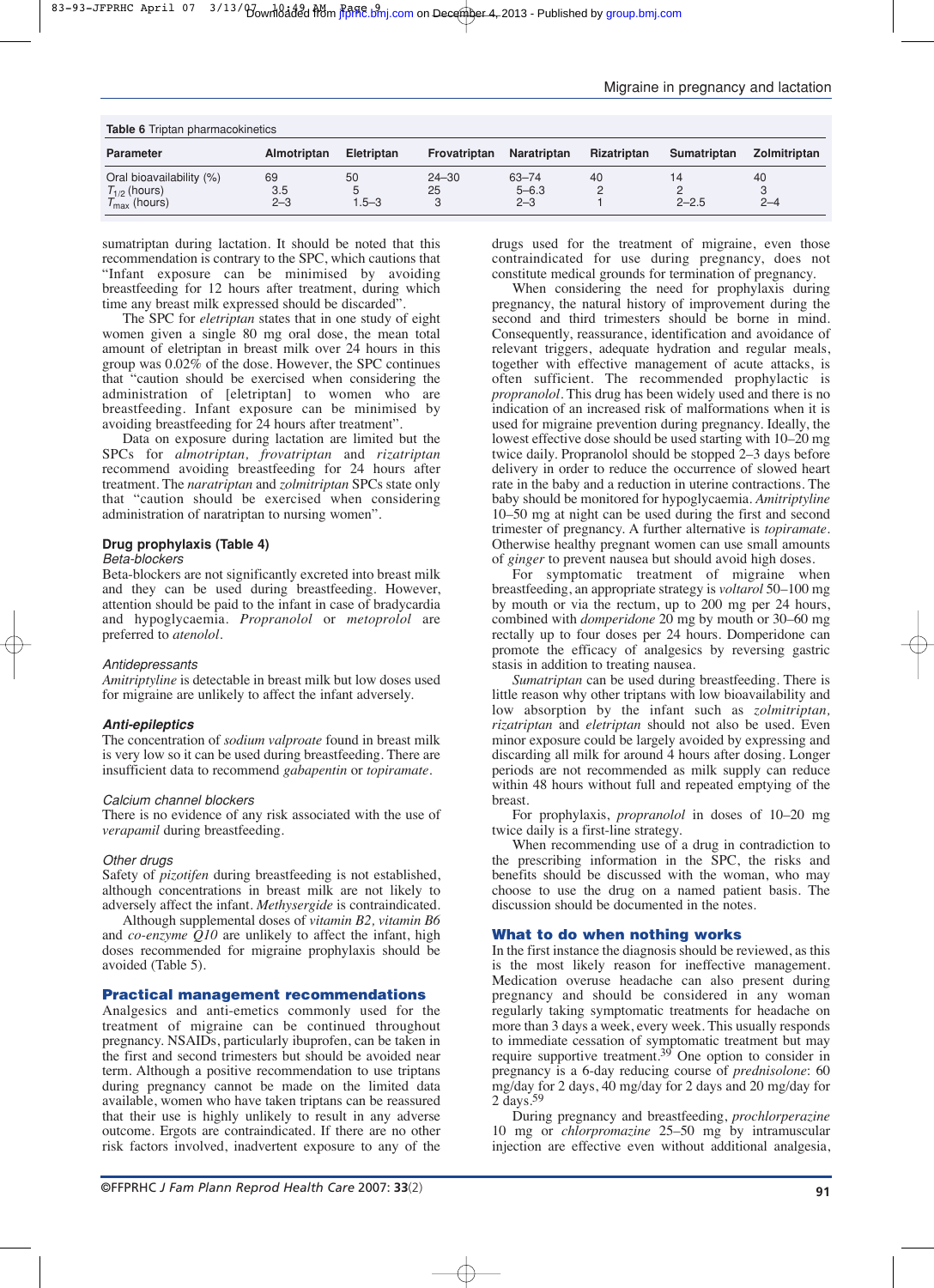**Table 6** Triptan pharmacokinetics

| Parameter | Almotriptan | Eletriptan | Frovatriptan | Naratriptan | Rizatriptan | Sumatriptan | Zolmitriptan |
|---|---|---|---|---|---|---|---|
| Oral bioavailability (%) | 69 | 50 | 24–30 | 63–74 | 40 | 14 | 40 |
| $T_{1/2}$ (hours) | 3.5 | 5 | 25 | 5–6.3 | 2 | 2 | 3 |
| $T_{max}$ (hours) | 2–3 | 1.5–3 | 3 | 2–3 | 1 | 2–2.5 | 2–4 |

sumatriptan during lactation. It should be noted that this recommendation is contrary to the SPC, which cautions that "Infant exposure can be minimised by avoiding breastfeeding for 12 hours after treatment, during which time any breast milk expressed should be discarded".

The SPC for *eletriptan* states that in one study of eight women given a single 80 mg oral dose, the mean total amount of eletriptan in breast milk over 24 hours in this group was 0.02% of the dose. However, the SPC continues that "caution should be exercised when considering the administration of [eletriptan] to women who are breastfeeding. Infant exposure can be minimised by avoiding breastfeeding for 24 hours after treatment".

Data on exposure during lactation are limited but the SPCs for *almotriptan, frovatriptan* and *rizatriptan* recommend avoiding breastfeeding for 24 hours after treatment. The *naratriptan* and *zolmitriptan* SPCs state only that "caution should be exercised when considering administration of naratriptan to nursing women".

### Drug prophylaxis (Table 4)

#### *Beta-blockers*

Beta-blockers are not significantly excreted into breast milk and they can be used during breastfeeding. However, attention should be paid to the infant in case of bradycardia and hypoglycaemia. *Propranolol* or *metoprolol* are preferred to *atenolol*.

#### *Antidepressants*

*Amitriptyline* is detectable in breast milk but low doses used for migraine are unlikely to affect the infant adversely.

#### *Anti-epileptics*

The concentration of *sodium valproate* found in breast milk is very low so it can be used during breastfeeding. There are insufficient data to recommend *gabapentin* or *topiramate*.

#### *Calcium channel blockers*

There is no evidence of any risk associated with the use of *verapamil* during breastfeeding.

#### *Other drugs*

Safety of *pizotifen* during breastfeeding is not established, although concentrations in breast milk are not likely to adversely affect the infant. *Methysergide* is contraindicated.

Although supplemental doses of *vitamin B2, vitamin B6* and *co-enzyme Q10* are unlikely to affect the infant, high doses recommended for migraine prophylaxis should be avoided (Table 5).

## Practical management recommendations

Analgesics and anti-emetics commonly used for the treatment of migraine can be continued throughout pregnancy. NSAIDs, particularly ibuprofen, can be taken in the first and second trimesters but should be avoided near term. Although a positive recommendation to use triptans during pregnancy cannot be made on the limited data available, women who have taken triptans can be reassured that their use is highly unlikely to result in any adverse outcome. Ergots are contraindicated. If there are no other risk factors involved, inadvertent exposure to any of the drugs used for the treatment of migraine, even those contraindicated for use during pregnancy, does not constitute medical grounds for termination of pregnancy.

When considering the need for prophylaxis during pregnancy, the natural history of improvement during the second and third trimesters should be borne in mind. Consequently, reassurance, identification and avoidance of relevant triggers, adequate hydration and regular meals, together with effective management of acute attacks, is often sufficient. The recommended prophylactic is *propranolol*. This drug has been widely used and there is no indication of an increased risk of malformations when it is used for migraine prevention during pregnancy. Ideally, the lowest effective dose should be used starting with 10–20 mg twice daily. Propranolol should be stopped 2–3 days before delivery in order to reduce the occurrence of slowed heart rate in the baby and a reduction in uterine contractions. The baby should be monitored for hypoglycaemia. *Amitriptyline* 10–50 mg at night can be used during the first and second trimester of pregnancy. A further alternative is *topiramate*. Otherwise healthy pregnant women can use small amounts of *ginger* to prevent nausea but should avoid high doses.

For symptomatic treatment of migraine when breastfeeding, an appropriate strategy is *voltarol* 50–100 mg by mouth or via the rectum, up to 200 mg per 24 hours, combined with *domperidone* 20 mg by mouth or 30–60 mg rectally up to four doses per 24 hours. Domperidone can promote the efficacy of analgesics by reversing gastric stasis in addition to treating nausea.

*Sumatriptan* can be used during breastfeeding. There is little reason why other triptans with low bioavailability and low absorption by the infant such as *zolmitriptan, rizatriptan* and *eletriptan* should not also be used. Even minor exposure could be largely avoided by expressing and discarding all milk for around 4 hours after dosing. Longer periods are not recommended as milk supply can reduce within 48 hours without full and repeated emptying of the breast.

For prophylaxis, *propranolol* in doses of 10–20 mg twice daily is a first-line strategy.

When recommending use of a drug in contradiction to the prescribing information in the SPC, the risks and benefits should be discussed with the woman, who may choose to use the drug on a named patient basis. The discussion should be documented in the notes.

## What to do when nothing works

In the first instance the diagnosis should be reviewed, as this is the most likely reason for ineffective management. Medication overuse headache can also present during pregnancy and should be considered in any woman regularly taking symptomatic treatments for headache on more than 3 days a week, every week. This usually responds to immediate cessation of symptomatic treatment but may require supportive treatment.[39] One option to consider in pregnancy is a 6-day reducing course of *prednisolone*: 60 mg/day for 2 days, 40 mg/day for 2 days and 20 mg/day for 2 days.[59]

During pregnancy and breastfeeding, *prochlorperazine* 10 mg or *chlorpromazine* 25–50 mg by intramuscular injection are effective even without additional analgesia,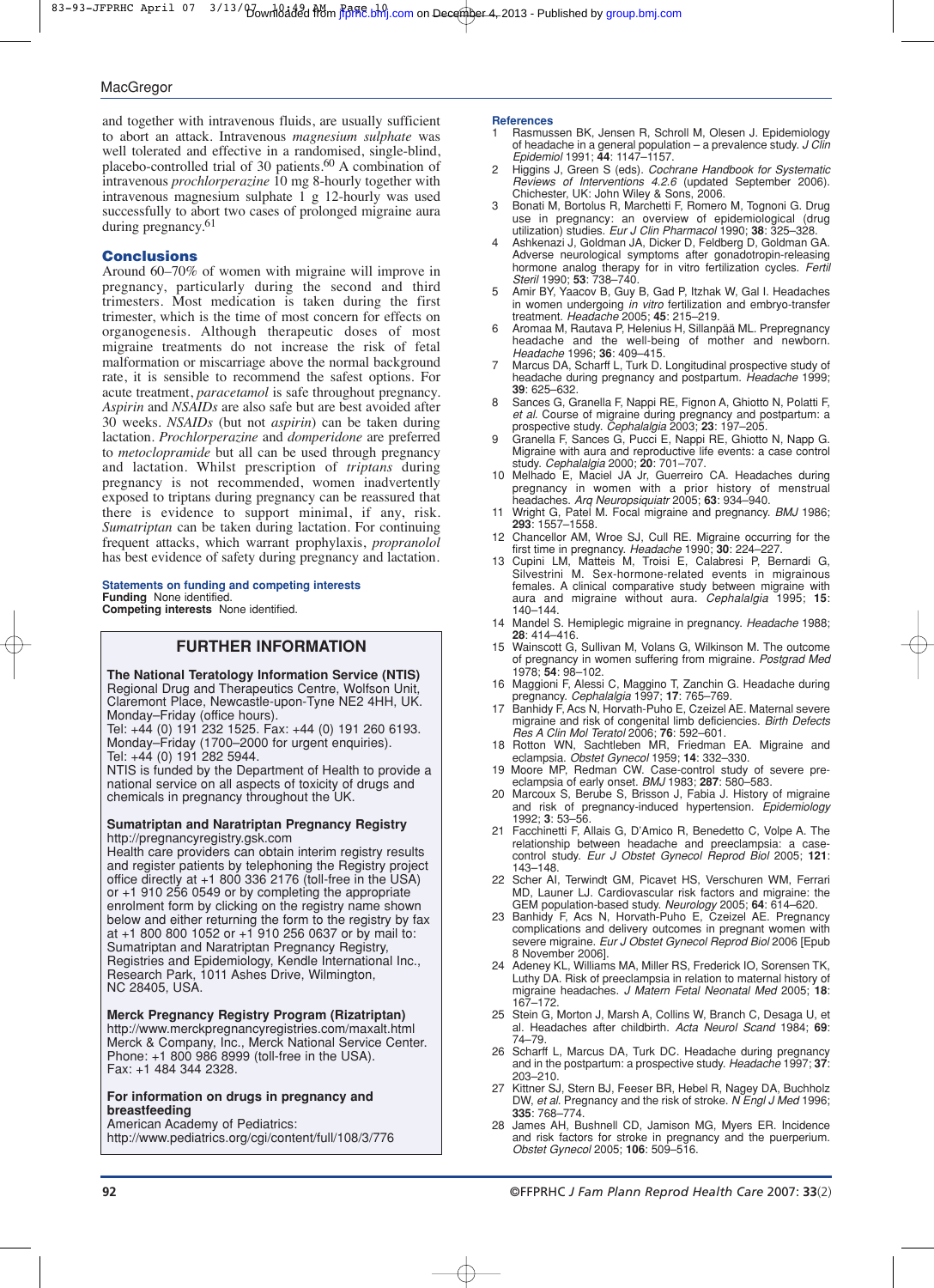and together with intravenous fluids, are usually sufficient to abort an attack. Intravenous *magnesium sulphate* was well tolerated and effective in a randomised, single-blind, placebo-controlled trial of 30 patients.[60] A combination of intravenous *prochlorperazine* 10 mg 8-hourly together with intravenous magnesium sulphate 1 g 12-hourly was used successfully to abort two cases of prolonged migraine aura during pregnancy.[61]

## Conclusions

Around 60–70% of women with migraine will improve in pregnancy, particularly during the second and third trimesters. Most medication is taken during the first trimester, which is the time of most concern for effects on organogenesis. Although therapeutic doses of most migraine treatments do not increase the risk of fetal malformation or miscarriage above the normal background rate, it is sensible to recommend the safest options. For acute treatment, *paracetamol* is safe throughout pregnancy. *Aspirin* and *NSAIDs* are also safe but are best avoided after 30 weeks. *NSAIDs* (but not *aspirin*) can be taken during lactation. *Prochlorperazine* and *domperidone* are preferred to *metoclopramide* but all can be used through pregnancy and lactation. Whilst prescription of *triptans* during pregnancy is not recommended, women inadvertently exposed to triptans during pregnancy can be reassured that there is evidence to support minimal, if any, risk. *Sumatriptan* can be taken during lactation. For continuing frequent attacks, which warrant prophylaxis, *propranolol* has best evidence of safety during pregnancy and lactation.

### Statements on funding and competing interests

**Funding** None identified.
**Competing interests** None identified.

## FURTHER INFORMATION

**The National Teratology Information Service (NTIS)**
Regional Drug and Therapeutics Centre, Wolfson Unit, Claremont Place, Newcastle-upon-Tyne NE2 4HH, UK.
Monday–Friday (office hours).
Tel: +44 (0) 191 232 1525. Fax: +44 (0) 191 260 6193.
Monday–Friday (1700–2000 for urgent enquiries).
Tel: +44 (0) 191 282 5944.
NTIS is funded by the Department of Health to provide a national service on all aspects of toxicity of drugs and chemicals in pregnancy throughout the UK.

**Sumatriptan and Naratriptan Pregnancy Registry**
http://pregnancyregistry.gsk.com
Health care providers can obtain interim registry results and register patients by telephoning the Registry project office directly at +1 800 336 2176 (toll-free in the USA) or +1 910 256 0549 or by completing the appropriate enrolment form by clicking on the registry name shown below and either returning the form to the registry by fax at +1 800 800 1052 or +1 910 256 0637 or by mail to: Sumatriptan and Naratriptan Pregnancy Registry, Registries and Epidemiology, Kendle International Inc., Research Park, 1011 Ashes Drive, Wilmington, NC 28405, USA.

**Merck Pregnancy Registry Program (Rizatriptan)**
http://www.merckpregnancyregistries.com/maxalt.html
Merck & Company, Inc., Merck National Service Center.
Phone: +1 800 986 8999 (toll-free in the USA).
Fax: +1 484 344 2328.

**For information on drugs in pregnancy and breastfeeding**
American Academy of Pediatrics:
http://www.pediatrics.org/cgi/content/full/108/3/776

## References

1. Rasmussen BK, Jensen R, Schroll M, Olesen J. Epidemiology of headache in a general population – a prevalence study. *J Clin Epidemiol* 1991; **44**: 1147–1157.
2. Higgins J, Green S (eds). *Cochrane Handbook for Systematic Reviews of Interventions 4.2.6* (updated September 2006). Chichester, UK: John Wiley & Sons, 2006.
3. Bonati M, Bortolus R, Marchetti F, Romero M, Tognoni G. Drug use in pregnancy: an overview of epidemiological (drug utilization) studies. *Eur J Clin Pharmacol* 1990; **38**: 325–328.
4. Ashkenazi J, Goldman JA, Dicker D, Feldberg D, Goldman GA. Adverse neurological symptoms after gonadotropin-releasing hormone analog therapy for in vitro fertilization cycles. *Fertil Steril* 1990; **53**: 738–740.
5. Amir BY, Yaacov B, Guy B, Gad P, Itzhak W, Gal I. Headaches in women undergoing *in vitro* fertilization and embryo-transfer treatment. *Headache* 2005; **45**: 215–219.
6. Aromaa M, Rautava P, Helenius H, Sillanpää ML. Prepregnancy headache and the well-being of mother and newborn. *Headache* 1996; **36**: 409–415.
7. Marcus DA, Scharff L, Turk D. Longitudinal prospective study of headache during pregnancy and postpartum. *Headache* 1999; **39**: 625–632.
8. Sances G, Granella F, Nappi RE, Fignon A, Ghiotto N, Polatti F, *et al.* Course of migraine during pregnancy and postpartum: a prospective study. *Cephalalgia* 2003; **23**: 197–205.
9. Granella F, Sances G, Pucci E, Nappi RE, Ghiotto N, Napp G. Migraine with aura and reproductive life events: a case control study. *Cephalalgia* 2000; **20**: 701–707.
10. Melhado E, Maciel JA Jr, Guerreiro CA. Headaches during pregnancy in women with a prior history of menstrual headaches. *Arq Neuropsiquiatr* 2005; **63**: 934–940.
11. Wright G, Patel M. Focal migraine and pregnancy. *BMJ* 1986; **293**: 1557–1558.
12. Chancellor AM, Wroe SJ, Cull RE. Migraine occurring for the first time in pregnancy. *Headache* 1990; **30**: 224–227.
13. Cupini LM, Matteis M, Troisi E, Calabresi P, Bernardi G, Silvestrini M. Sex-hormone-related events in migrainous females. A clinical comparative study between migraine with aura and migraine without aura. *Cephalalgia* 1995; **15**: 140–144.
14. Mandel S. Hemiplegic migraine in pregnancy. *Headache* 1988; **28**: 414–416.
15. Wainscott G, Sullivan M, Volans G, Wilkinson M. The outcome of pregnancy in women suffering from migraine. *Postgrad Med* 1978; **54**: 98–102.
16. Maggioni F, Alessi C, Maggino T, Zanchin G. Headache during pregnancy. *Cephalalgia* 1997; **17**: 765–769.
17. Banhidy F, Acs N, Horvath-Puho E, Czeizel AE. Maternal severe migraine and risk of congenital limb deficiencies. *Birth Defects Res A Clin Mol Teratol* 2006; **76**: 592–601.
18. Rotton WN, Sachtleben MR, Friedman EA. Migraine and eclampsia. *Obstet Gynecol* 1959; **14**: 332–330.
19. Moore MP, Redman CW. Case-control study of severe pre-eclampsia of early onset. *BMJ* 1983; **287**: 580–583.
20. Marcoux S, Berube S, Brisson J, Fabia J. History of migraine and risk of pregnancy-induced hypertension. *Epidemiology* 1992; **3**: 53–56.
21. Facchinetti F, Allais G, D'Amico R, Benedetto C, Volpe A. The relationship between headache and preeclampsia: a case-control study. *Eur J Obstet Gynecol Reprod Biol* 2005; **121**: 143–148.
22. Scher AI, Terwindt GM, Picavet HS, Verschuren WM, Ferrari MD, Launer LJ. Cardiovascular risk factors and migraine: the GEM population-based study. *Neurology* 2005; **64**: 614–620.
23. Banhidy F, Acs N, Horvath-Puho E, Czeizel AE. Pregnancy complications and delivery outcomes in pregnant women with severe migraine. *Eur J Obstet Gynecol Reprod Biol* 2006 [Epub 8 November 2006].
24. Adeney KL, Williams MA, Miller RS, Frederick IO, Sorensen TK, Luthy DA. Risk of preeclampsia in relation to maternal history of migraine headaches. *J Matern Fetal Neonatal Med* 2005; **18**: 167–172.
25. Stein G, Morton J, Marsh A, Collins W, Branch C, Desaga U, et al. Headaches after childbirth. *Acta Neurol Scand* 1984; **69**: 74–79.
26. Scharff L, Marcus DA, Turk DC. Headache during pregnancy and in the postpartum: a prospective study. *Headache* 1997; **37**: 203–210.
27. Kittner SJ, Stern BJ, Feeser BR, Hebel R, Nagey DA, Buchholz DW, *et al.* Pregnancy and the risk of stroke. *N Engl J Med* 1996; **335**: 768–774.
28. James AH, Bushnell CD, Jamison MG, Myers ER. Incidence and risk factors for stroke in pregnancy and the puerperium. *Obstet Gynecol* 2005; **106**: 509–516.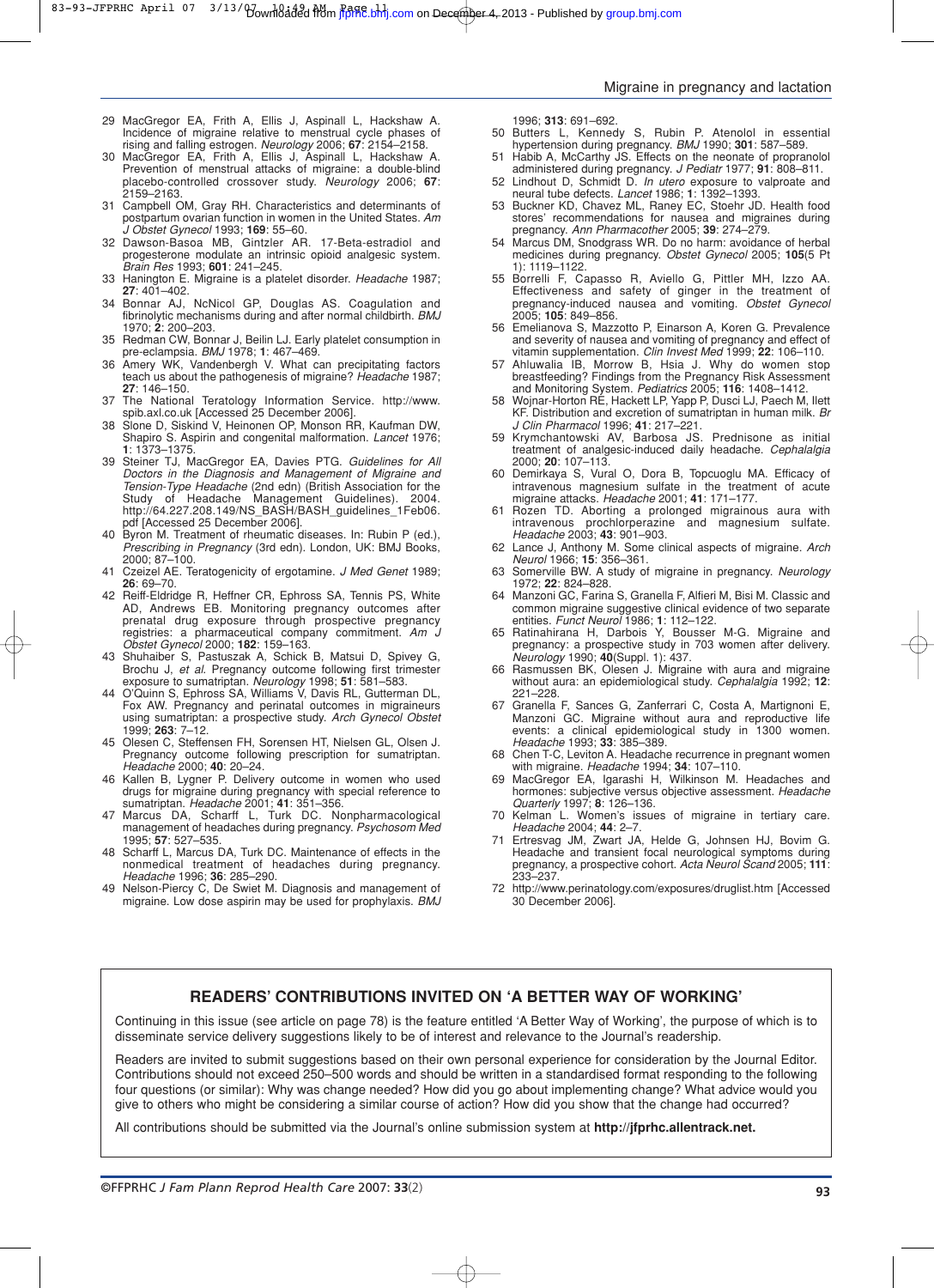29 MacGregor EA, Frith A, Ellis J, Aspinall L, Hackshaw A. Incidence of migraine relative to menstrual cycle phases of rising and falling estrogen. *Neurology* 2006; **67**: 2154–2158.

30 MacGregor EA, Frith A, Ellis J, Aspinall L, Hackshaw A. Prevention of menstrual attacks of migraine: a double-blind placebo-controlled crossover study. *Neurology* 2006; **67**: 2159–2163.

31 Campbell OM, Gray RH. Characteristics and determinants of postpartum ovarian function in women in the United States. *Am J Obstet Gynecol* 1993; **169**: 55–60.

32 Dawson-Basoa MB, Gintzler AR. 17-Beta-estradiol and progesterone modulate an intrinsic opioid analgesic system. *Brain Res* 1993; **601**: 241–245.

33 Hanington E. Migraine is a platelet disorder. *Headache* 1987; **27**: 401–402.

34 Bonnar AJ, NcNicol GP, Douglas AS. Coagulation and fibrinolytic mechanisms during and after normal childbirth. *BMJ* 1970; **2**: 200–203.

35 Redman CW, Bonnar J, Beilin LJ. Early platelet consumption in pre-eclampsia. *BMJ* 1978; **1**: 467–469.

36 Amery WK, Vandenbergh V. What can precipitating factors teach us about the pathogenesis of migraine? *Headache* 1987; **27**: 146–150.

37 The National Teratology Information Service. http://www.spib.axl.co.uk [Accessed 25 December 2006].

38 Slone D, Siskind V, Heinonen OP, Monson RR, Kaufman DW, Shapiro S. Aspirin and congenital malformation. *Lancet* 1976; **1**: 1373–1375.

39 Steiner TJ, MacGregor EA, Davies PTG. *Guidelines for All Doctors in the Diagnosis and Management of Migraine and Tension-Type Headache* (2nd edn) (British Association for the Study of Headache Management Guidelines). 2004. http://64.227.208.149/NS_BASH/BASH_guidelines_1Feb06.pdf [Accessed 25 December 2006].

40 Byron M. Treatment of rheumatic diseases. In: Rubin P (ed.), *Prescribing in Pregnancy* (3rd edn). London, UK: BMJ Books, 2000; 87–100.

41 Czeizel AE. Teratogenicity of ergotamine. *J Med Genet* 1989; **26**: 69–70.

42 Reiff-Eldridge R, Heffner CR, Ephross SA, Tennis PS, White AD, Andrews EB. Monitoring pregnancy outcomes after prenatal drug exposure through prospective pregnancy registries: a pharmaceutical company commitment. *Am J Obstet Gynecol* 2000; **182**: 159–163.

43 Shuhaiber S, Pastuszak A, Schick B, Matsui D, Spivey G, Brochu J, *et al*. Pregnancy outcome following first trimester exposure to sumatriptan. *Neurology* 1998; **51**: 581–583.

44 O'Quinn S, Ephross SA, Williams V, Davis RL, Gutterman DL, Fox AW. Pregnancy and perinatal outcomes in migraineurs using sumatriptan: a prospective study. *Arch Gynecol Obstet* 1999; **263**: 7–12.

45 Olesen C, Steffensen FH, Sorensen HT, Nielsen GL, Olsen J. Pregnancy outcome following prescription for sumatriptan. *Headache* 2000; **40**: 20–24.

46 Kallen B, Lygner P. Delivery outcome in women who used drugs for migraine during pregnancy with special reference to sumatriptan. *Headache* 2001; **41**: 351–356.

47 Marcus DA, Scharff L, Turk DC. Nonpharmacological management of headaches during pregnancy. *Psychosom Med* 1995; **57**: 527–535.

48 Scharff L, Marcus DA, Turk DC. Maintenance of effects in the nonmedical treatment of headaches during pregnancy. *Headache* 1996; **36**: 285–290.

49 Nelson-Piercy C, De Swiet M. Diagnosis and management of migraine. Low dose aspirin may be used for prophylaxis. *BMJ* 1996; **313**: 691–692.

50 Butters L, Kennedy S, Rubin P. Atenolol in essential hypertension during pregnancy. *BMJ* 1990; **301**: 587–589.

51 Habib A, McCarthy JS. Effects on the neonate of propranolol administered during pregnancy. *J Pediatr* 1977; **91**: 808–811.

52 Lindhout D, Schmidt D. *In utero* exposure to valproate and neural tube defects. *Lancet* 1986; **1**: 1392–1393.

53 Buckner KD, Chavez ML, Raney EC, Stoehr JD. Health food stores' recommendations for nausea and migraines during pregnancy. *Ann Pharmacother* 2005; **39**: 274–279.

54 Marcus DM, Snodgrass WR. Do no harm: avoidance of herbal medicines during pregnancy. *Obstet Gynecol* 2005; **105**(5 Pt 1): 1119–1122.

55 Borrelli F, Capasso R, Aviello G, Pittler MH, Izzo AA. Effectiveness and safety of ginger in the treatment of pregnancy-induced nausea and vomiting. *Obstet Gynecol* 2005; **105**: 849–856.

56 Emelianova S, Mazzotto P, Einarson A, Koren G. Prevalence and severity of nausea and vomiting of pregnancy and effect of vitamin supplementation. *Clin Invest Med* 1999; **22**: 106–110.

57 Ahluwalia IB, Morrow B, Hsia J. Why do women stop breastfeeding? Findings from the Pregnancy Risk Assessment and Monitoring System. *Pediatrics* 2005; **116**: 1408–1412.

58 Wojnar-Horton RE, Hackett LP, Yapp P, Dusci LJ, Paech M, Ilett KF. Distribution and excretion of sumatriptan in human milk. *Br J Clin Pharmacol* 1996; **41**: 217–221.

59 Krymchantowski AV, Barbosa JS. Prednisone as initial treatment of analgesic-induced daily headache. *Cephalalgia* 2000; **20**: 107–113.

60 Demirkaya S, Vural O, Dora B, Topcuoglu MA. Efficacy of intravenous magnesium sulfate in the treatment of acute migraine attacks. *Headache* 2001; **41**: 171–177.

61 Rozen TD. Aborting a prolonged migrainous aura with intravenous prochlorperazine and magnesium sulfate. *Headache* 2003; **43**: 901–903.

62 Lance J, Anthony M. Some clinical aspects of migraine. *Arch Neurol* 1966; **15**: 356–361.

63 Somerville BW. A study of migraine in pregnancy. *Neurology* 1972; **22**: 824–828.

64 Manzoni GC, Farina S, Granella F, Alfieri M, Bisi M. Classic and common migraine suggestive clinical evidence of two separate entities. *Funct Neurol* 1986; **1**: 112–122.

65 Ratinahirana H, Darbois Y, Bousser M-G. Migraine and pregnancy: a prospective study in 703 women after delivery. *Neurology* 1990; **40**(Suppl. 1): 437.

66 Rasmussen BK, Olesen J. Migraine with aura and migraine without aura: an epidemiological study. *Cephalalgia* 1992; **12**: 221–228.

67 Granella F, Sances G, Zanferrari C, Costa A, Martignoni E, Manzoni GC. Migraine without aura and reproductive life events: a clinical epidemiological study in 1300 women. *Headache* 1993; **33**: 385–389.

68 Chen T-C, Leviton A. Headache recurrence in pregnant women with migraine. *Headache* 1994; **34**: 107–110.

69 MacGregor EA, Igarashi H, Wilkinson M. Headaches and hormones: subjective versus objective assessment. *Headache Quarterly* 1997; **8**: 126–136.

70 Kelman L. Women's issues of migraine in tertiary care. *Headache* 2004; **44**: 2–7.

71 Ertresvag JM, Zwart JA, Helde G, Johnsen HJ, Bovim G. Headache and transient focal neurological symptoms during pregnancy, a prospective cohort. *Acta Neurol Scand* 2005; **111**: 233–237.

72 http://www.perinatology.com/exposures/druglist.htm [Accessed 30 December 2006].

## READERS' CONTRIBUTIONS INVITED ON 'A BETTER WAY OF WORKING'

Continuing in this issue (see article on page 78) is the feature entitled 'A Better Way of Working', the purpose of which is to disseminate service delivery suggestions likely to be of interest and relevance to the Journal's readership.

Readers are invited to submit suggestions based on their own personal experience for consideration by the Journal Editor. Contributions should not exceed 250–500 words and should be written in a standardised format responding to the following four questions (or similar): Why was change needed? How did you go about implementing change? What advice would you give to others who might be considering a similar course of action? How did you show that the change had occurred?

All contributions should be submitted via the Journal's online submission system at **http://jfprhc.allentrack.net.**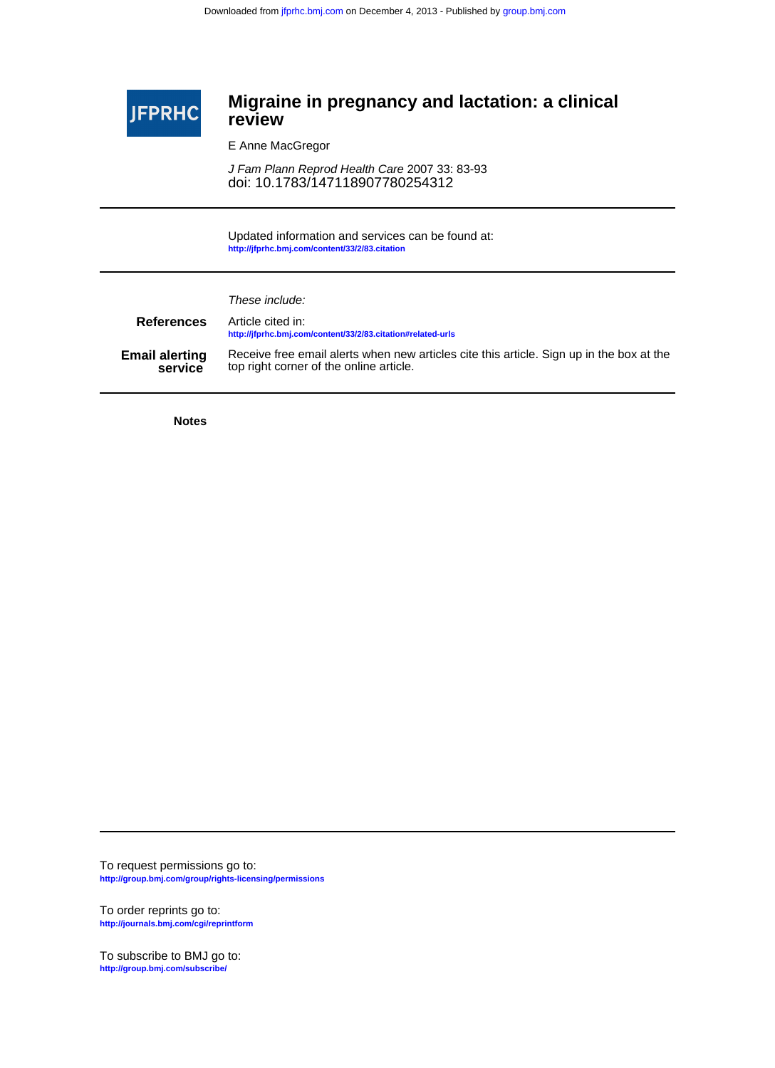Downloaded from jfprhc.bmj.com on December 4, 2013 - Published by group.bmj.com

**JFPRHC**

# Migraine in pregnancy and lactation: a clinical review

E Anne MacGregor

*J Fam Plann Reprod Health Care* 2007 33: 83-93
doi: 10.1783/147118907780254312

Updated information and services can be found at:
http://jfprhc.bmj.com/content/33/2/83.citation

*These include:*

**References**
Article cited in:
http://jfprhc.bmj.com/content/33/2/83.citation#related-urls

**Email alerting service**
Receive free email alerts when new articles cite this article. Sign up in the box at the top right corner of the online article.

**Notes**

To request permissions go to:
http://group.bmj.com/group/rights-licensing/permissions

To order reprints go to:
http://journals.bmj.com/cgi/reprintform

To subscribe to BMJ go to:
http://group.bmj.com/subscribe/